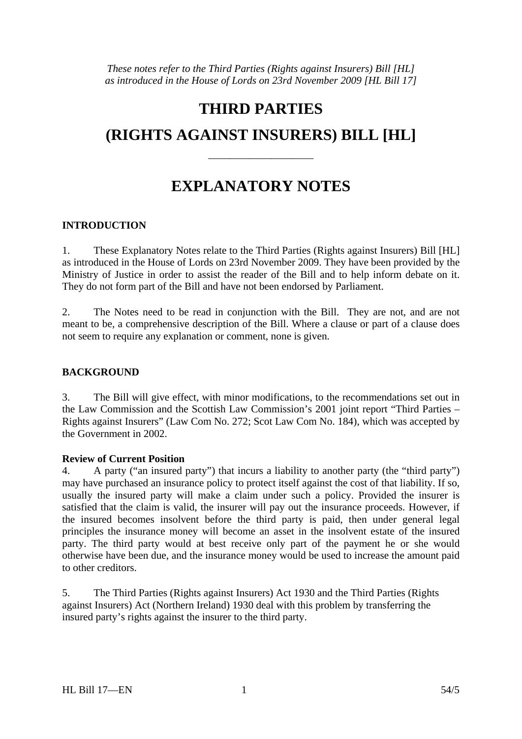*These notes refer to the Third Parties (Rights against Insurers) Bill [HL] as introduced in the House of Lords on 23rd November 2009 [HL Bill 17]*

# THIRD PARTIES
# (RIGHTS AGAINST INSURERS) BILL [HL]

---

# EXPLANATORY NOTES

## INTRODUCTION

1. These Explanatory Notes relate to the Third Parties (Rights against Insurers) Bill [HL] as introduced in the House of Lords on 23rd November 2009. They have been provided by the Ministry of Justice in order to assist the reader of the Bill and to help inform debate on it. They do not form part of the Bill and have not been endorsed by Parliament.

2. The Notes need to be read in conjunction with the Bill. They are not, and are not meant to be, a comprehensive description of the Bill. Where a clause or part of a clause does not seem to require any explanation or comment, none is given.

## BACKGROUND

3. The Bill will give effect, with minor modifications, to the recommendations set out in the Law Commission and the Scottish Law Commission's 2001 joint report "Third Parties – Rights against Insurers" (Law Com No. 272; Scot Law Com No. 184), which was accepted by the Government in 2002.

**Review of Current Position**

4. A party ("an insured party") that incurs a liability to another party (the "third party") may have purchased an insurance policy to protect itself against the cost of that liability. If so, usually the insured party will make a claim under such a policy. Provided the insurer is satisfied that the claim is valid, the insurer will pay out the insurance proceeds. However, if the insured becomes insolvent before the third party is paid, then under general legal principles the insurance money will become an asset in the insolvent estate of the insured party. The third party would at best receive only part of the payment he or she would otherwise have been due, and the insurance money would be used to increase the amount paid to other creditors.

5. The Third Parties (Rights against Insurers) Act 1930 and the Third Parties (Rights against Insurers) Act (Northern Ireland) 1930 deal with this problem by transferring the insured party's rights against the insurer to the third party.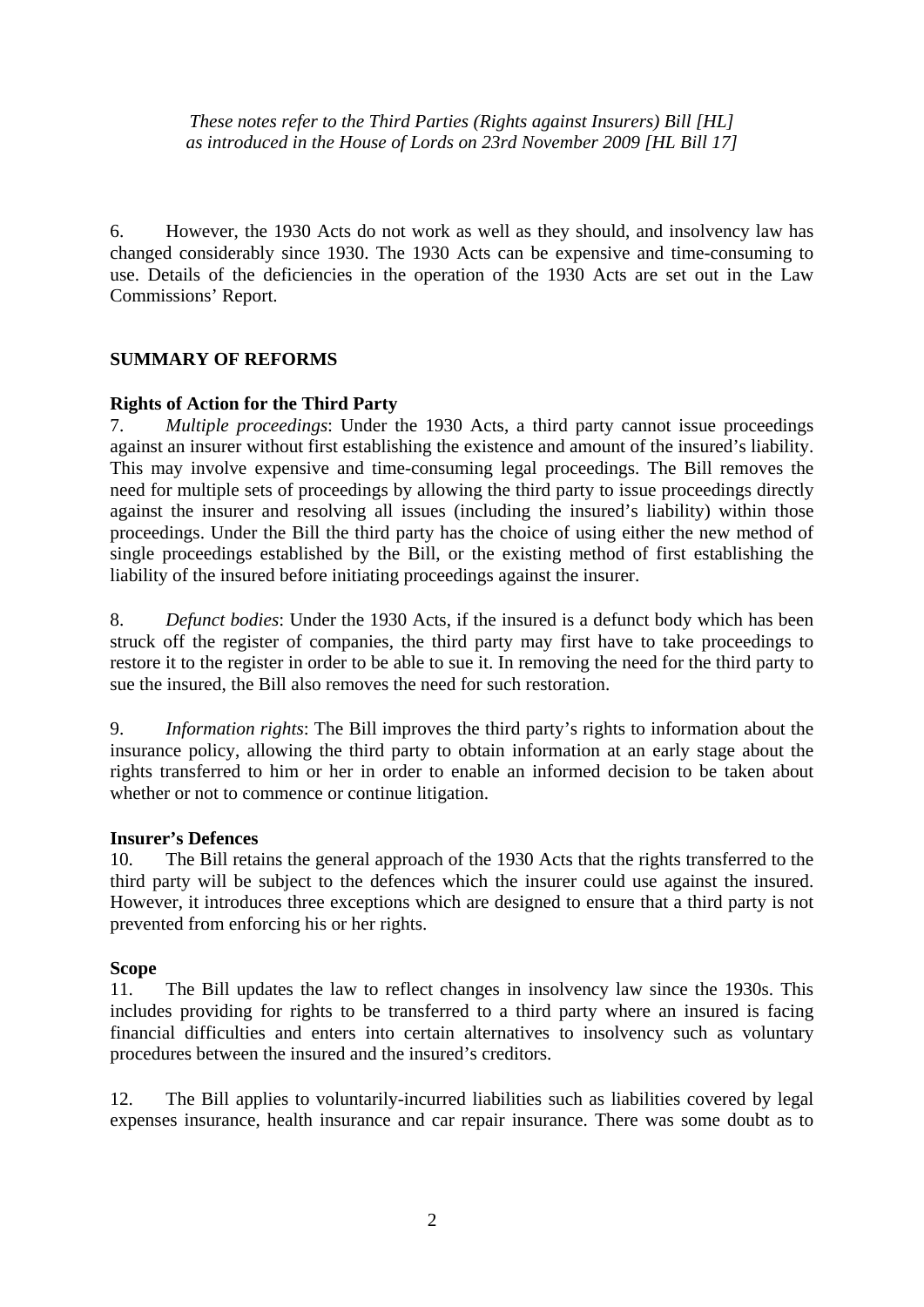*These notes refer to the Third Parties (Rights against Insurers) Bill [HL] as introduced in the House of Lords on 23rd November 2009 [HL Bill 17]*

6. However, the 1930 Acts do not work as well as they should, and insolvency law has changed considerably since 1930. The 1930 Acts can be expensive and time-consuming to use. Details of the deficiencies in the operation of the 1930 Acts are set out in the Law Commissions' Report.

## SUMMARY OF REFORMS

### Rights of Action for the Third Party

7. *Multiple proceedings*: Under the 1930 Acts, a third party cannot issue proceedings against an insurer without first establishing the existence and amount of the insured's liability. This may involve expensive and time-consuming legal proceedings. The Bill removes the need for multiple sets of proceedings by allowing the third party to issue proceedings directly against the insurer and resolving all issues (including the insured's liability) within those proceedings. Under the Bill the third party has the choice of using either the new method of single proceedings established by the Bill, or the existing method of first establishing the liability of the insured before initiating proceedings against the insurer.

8. *Defunct bodies*: Under the 1930 Acts, if the insured is a defunct body which has been struck off the register of companies, the third party may first have to take proceedings to restore it to the register in order to be able to sue it. In removing the need for the third party to sue the insured, the Bill also removes the need for such restoration.

9. *Information rights*: The Bill improves the third party's rights to information about the insurance policy, allowing the third party to obtain information at an early stage about the rights transferred to him or her in order to enable an informed decision to be taken about whether or not to commence or continue litigation.

### Insurer's Defences

10. The Bill retains the general approach of the 1930 Acts that the rights transferred to the third party will be subject to the defences which the insurer could use against the insured. However, it introduces three exceptions which are designed to ensure that a third party is not prevented from enforcing his or her rights.

### Scope

11. The Bill updates the law to reflect changes in insolvency law since the 1930s. This includes providing for rights to be transferred to a third party where an insured is facing financial difficulties and enters into certain alternatives to insolvency such as voluntary procedures between the insured and the insured's creditors.

12. The Bill applies to voluntarily-incurred liabilities such as liabilities covered by legal expenses insurance, health insurance and car repair insurance. There was some doubt as to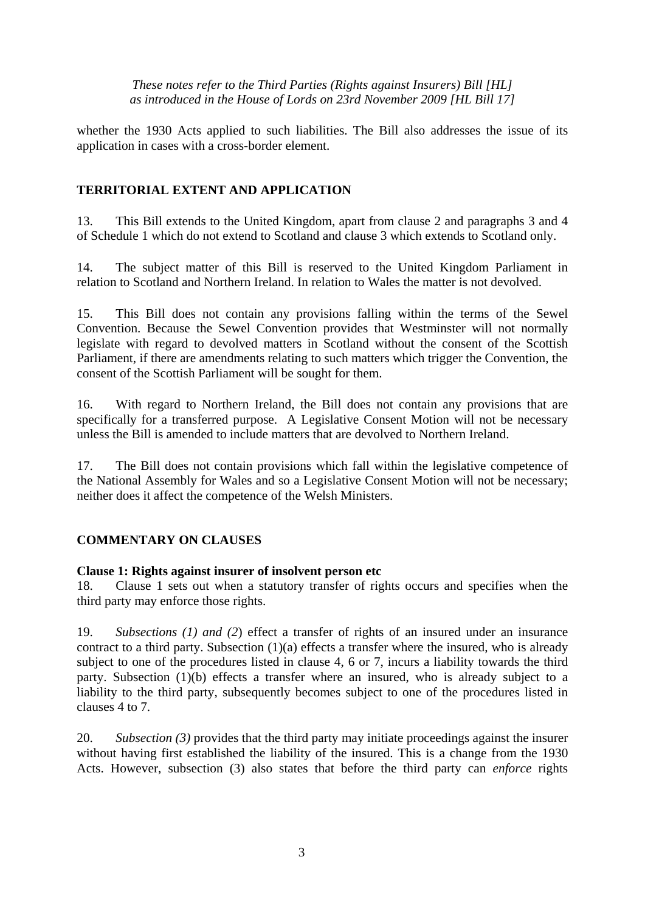whether the 1930 Acts applied to such liabilities. The Bill also addresses the issue of its application in cases with a cross-border element.

## TERRITORIAL EXTENT AND APPLICATION

13. This Bill extends to the United Kingdom, apart from clause 2 and paragraphs 3 and 4 of Schedule 1 which do not extend to Scotland and clause 3 which extends to Scotland only.

14. The subject matter of this Bill is reserved to the United Kingdom Parliament in relation to Scotland and Northern Ireland. In relation to Wales the matter is not devolved.

15. This Bill does not contain any provisions falling within the terms of the Sewel Convention. Because the Sewel Convention provides that Westminster will not normally legislate with regard to devolved matters in Scotland without the consent of the Scottish Parliament, if there are amendments relating to such matters which trigger the Convention, the consent of the Scottish Parliament will be sought for them.

16. With regard to Northern Ireland, the Bill does not contain any provisions that are specifically for a transferred purpose. A Legislative Consent Motion will not be necessary unless the Bill is amended to include matters that are devolved to Northern Ireland.

17. The Bill does not contain provisions which fall within the legislative competence of the National Assembly for Wales and so a Legislative Consent Motion will not be necessary; neither does it affect the competence of the Welsh Ministers.

## COMMENTARY ON CLAUSES

### Clause 1: Rights against insurer of insolvent person etc

18. Clause 1 sets out when a statutory transfer of rights occurs and specifies when the third party may enforce those rights.

19. *Subsections (1) and (2*) effect a transfer of rights of an insured under an insurance contract to a third party. Subsection (1)(a) effects a transfer where the insured, who is already subject to one of the procedures listed in clause 4, 6 or 7, incurs a liability towards the third party. Subsection (1)(b) effects a transfer where an insured, who is already subject to a liability to the third party, subsequently becomes subject to one of the procedures listed in clauses 4 to 7.

20. *Subsection (3)* provides that the third party may initiate proceedings against the insurer without having first established the liability of the insured. This is a change from the 1930 Acts. However, subsection (3) also states that before the third party can *enforce* rights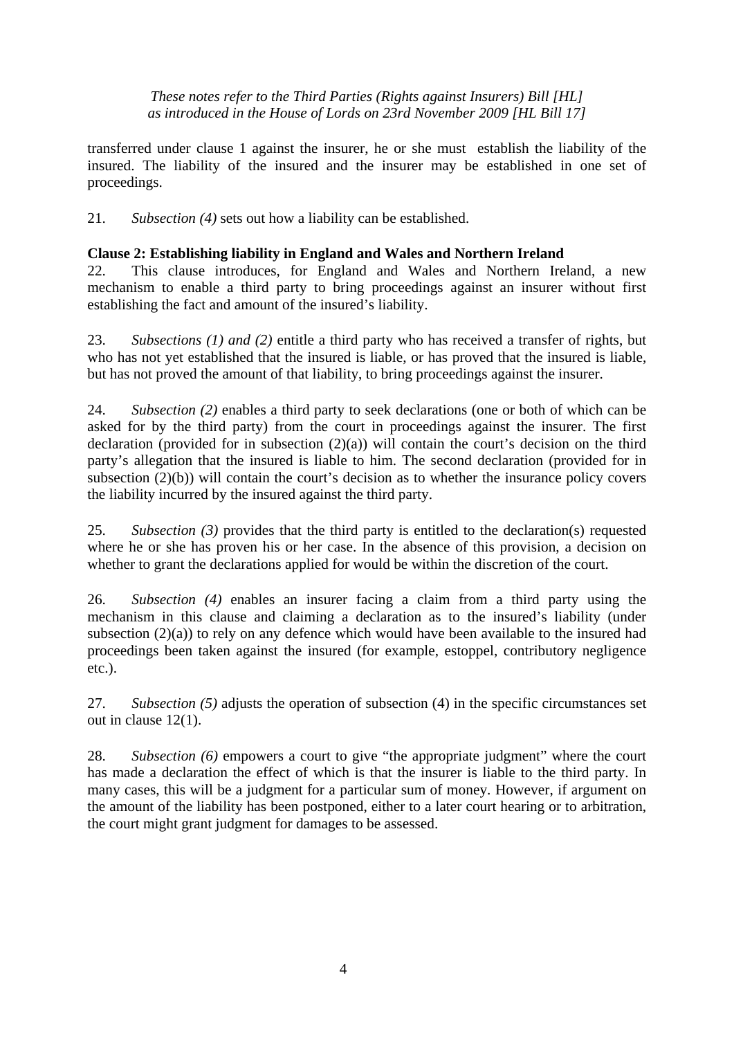transferred under clause 1 against the insurer, he or she must establish the liability of the insured. The liability of the insured and the insurer may be established in one set of proceedings.

21. *Subsection (4)* sets out how a liability can be established.

**Clause 2: Establishing liability in England and Wales and Northern Ireland**

22. This clause introduces, for England and Wales and Northern Ireland, a new mechanism to enable a third party to bring proceedings against an insurer without first establishing the fact and amount of the insured's liability.

23. *Subsections (1) and (2)* entitle a third party who has received a transfer of rights, but who has not yet established that the insured is liable, or has proved that the insured is liable, but has not proved the amount of that liability, to bring proceedings against the insurer.

24. *Subsection (2)* enables a third party to seek declarations (one or both of which can be asked for by the third party) from the court in proceedings against the insurer. The first declaration (provided for in subsection (2)(a)) will contain the court's decision on the third party's allegation that the insured is liable to him. The second declaration (provided for in subsection (2)(b)) will contain the court's decision as to whether the insurance policy covers the liability incurred by the insured against the third party.

25. *Subsection (3)* provides that the third party is entitled to the declaration(s) requested where he or she has proven his or her case. In the absence of this provision, a decision on whether to grant the declarations applied for would be within the discretion of the court.

26. *Subsection (4)* enables an insurer facing a claim from a third party using the mechanism in this clause and claiming a declaration as to the insured's liability (under subsection (2)(a)) to rely on any defence which would have been available to the insured had proceedings been taken against the insured (for example, estoppel, contributory negligence etc.).

27. *Subsection (5)* adjusts the operation of subsection (4) in the specific circumstances set out in clause 12(1).

28. *Subsection (6)* empowers a court to give "the appropriate judgment" where the court has made a declaration the effect of which is that the insurer is liable to the third party. In many cases, this will be a judgment for a particular sum of money. However, if argument on the amount of the liability has been postponed, either to a later court hearing or to arbitration, the court might grant judgment for damages to be assessed.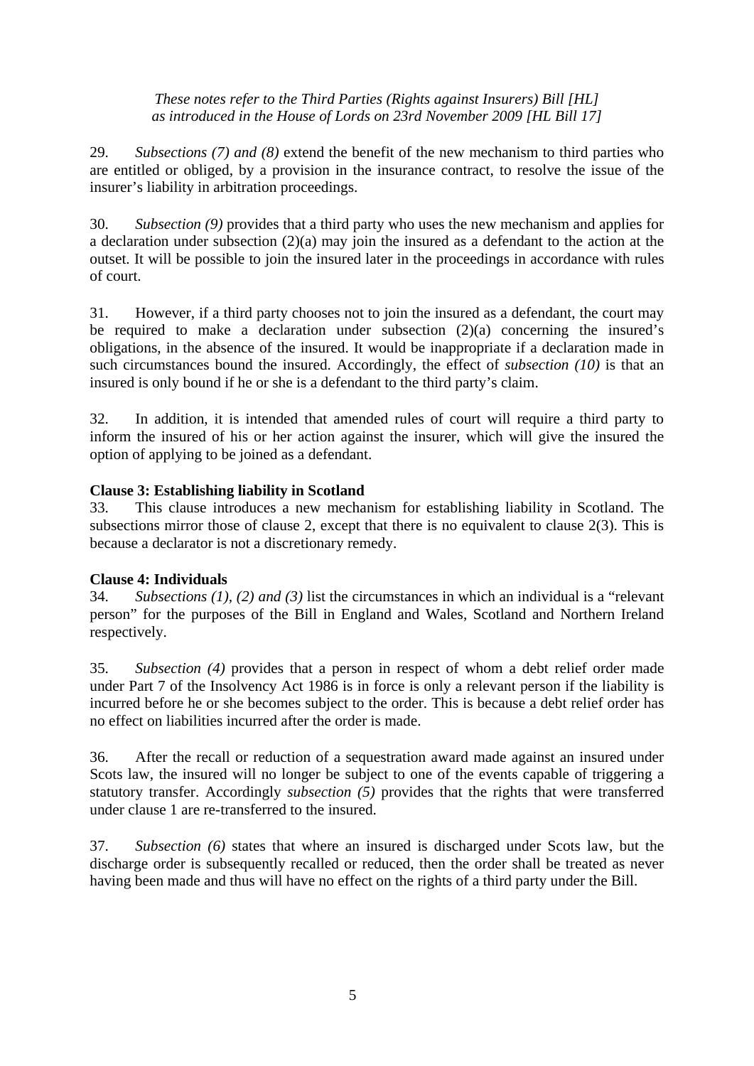*These notes refer to the Third Parties (Rights against Insurers) Bill [HL] as introduced in the House of Lords on 23rd November 2009 [HL Bill 17]*

29. *Subsections (7) and (8)* extend the benefit of the new mechanism to third parties who are entitled or obliged, by a provision in the insurance contract, to resolve the issue of the insurer's liability in arbitration proceedings.

30. *Subsection (9)* provides that a third party who uses the new mechanism and applies for a declaration under subsection (2)(a) may join the insured as a defendant to the action at the outset. It will be possible to join the insured later in the proceedings in accordance with rules of court.

31. However, if a third party chooses not to join the insured as a defendant, the court may be required to make a declaration under subsection (2)(a) concerning the insured's obligations, in the absence of the insured. It would be inappropriate if a declaration made in such circumstances bound the insured. Accordingly, the effect of *subsection (10)* is that an insured is only bound if he or she is a defendant to the third party's claim.

32. In addition, it is intended that amended rules of court will require a third party to inform the insured of his or her action against the insurer, which will give the insured the option of applying to be joined as a defendant.

**Clause 3: Establishing liability in Scotland**

33. This clause introduces a new mechanism for establishing liability in Scotland. The subsections mirror those of clause 2, except that there is no equivalent to clause 2(3). This is because a declarator is not a discretionary remedy.

**Clause 4: Individuals**

34. *Subsections (1), (2) and (3)* list the circumstances in which an individual is a "relevant person" for the purposes of the Bill in England and Wales, Scotland and Northern Ireland respectively.

35. *Subsection (4)* provides that a person in respect of whom a debt relief order made under Part 7 of the Insolvency Act 1986 is in force is only a relevant person if the liability is incurred before he or she becomes subject to the order. This is because a debt relief order has no effect on liabilities incurred after the order is made.

36. After the recall or reduction of a sequestration award made against an insured under Scots law, the insured will no longer be subject to one of the events capable of triggering a statutory transfer. Accordingly *subsection (5)* provides that the rights that were transferred under clause 1 are re-transferred to the insured.

37. *Subsection (6)* states that where an insured is discharged under Scots law, but the discharge order is subsequently recalled or reduced, then the order shall be treated as never having been made and thus will have no effect on the rights of a third party under the Bill.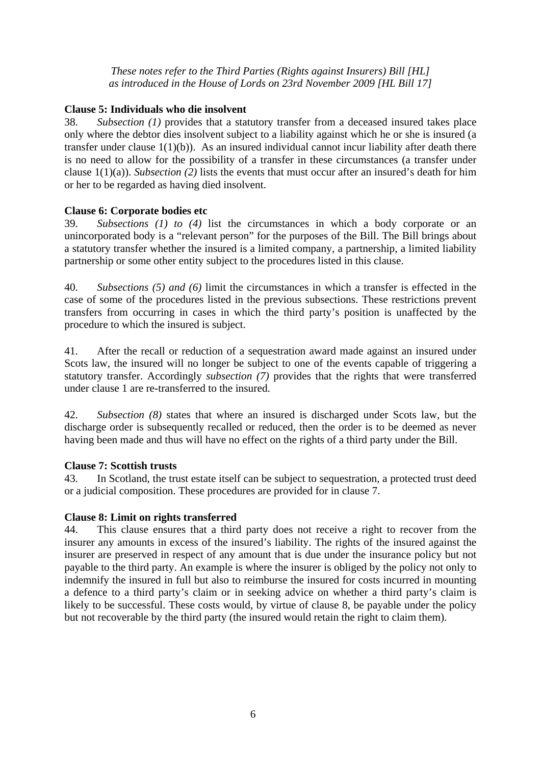*These notes refer to the Third Parties (Rights against Insurers) Bill [HL] as introduced in the House of Lords on 23rd November 2009 [HL Bill 17]*

**Clause 5: Individuals who die insolvent**

38. *Subsection (1)* provides that a statutory transfer from a deceased insured takes place only where the debtor dies insolvent subject to a liability against which he or she is insured (a transfer under clause 1(1)(b)). As an insured individual cannot incur liability after death there is no need to allow for the possibility of a transfer in these circumstances (a transfer under clause 1(1)(a)). *Subsection (2)* lists the events that must occur after an insured's death for him or her to be regarded as having died insolvent.

**Clause 6: Corporate bodies etc**

39. *Subsections (1) to (4)* list the circumstances in which a body corporate or an unincorporated body is a "relevant person" for the purposes of the Bill. The Bill brings about a statutory transfer whether the insured is a limited company, a partnership, a limited liability partnership or some other entity subject to the procedures listed in this clause.

40. *Subsections (5) and (6)* limit the circumstances in which a transfer is effected in the case of some of the procedures listed in the previous subsections. These restrictions prevent transfers from occurring in cases in which the third party's position is unaffected by the procedure to which the insured is subject.

41. After the recall or reduction of a sequestration award made against an insured under Scots law, the insured will no longer be subject to one of the events capable of triggering a statutory transfer. Accordingly *subsection (7)* provides that the rights that were transferred under clause 1 are re-transferred to the insured.

42. *Subsection (8)* states that where an insured is discharged under Scots law, but the discharge order is subsequently recalled or reduced, then the order is to be deemed as never having been made and thus will have no effect on the rights of a third party under the Bill.

**Clause 7: Scottish trusts**

43. In Scotland, the trust estate itself can be subject to sequestration, a protected trust deed or a judicial composition. These procedures are provided for in clause 7.

**Clause 8: Limit on rights transferred**

44. This clause ensures that a third party does not receive a right to recover from the insurer any amounts in excess of the insured's liability. The rights of the insured against the insurer are preserved in respect of any amount that is due under the insurance policy but not payable to the third party. An example is where the insurer is obliged by the policy not only to indemnify the insured in full but also to reimburse the insured for costs incurred in mounting a defence to a third party's claim or in seeking advice on whether a third party's claim is likely to be successful. These costs would, by virtue of clause 8, be payable under the policy but not recoverable by the third party (the insured would retain the right to claim them).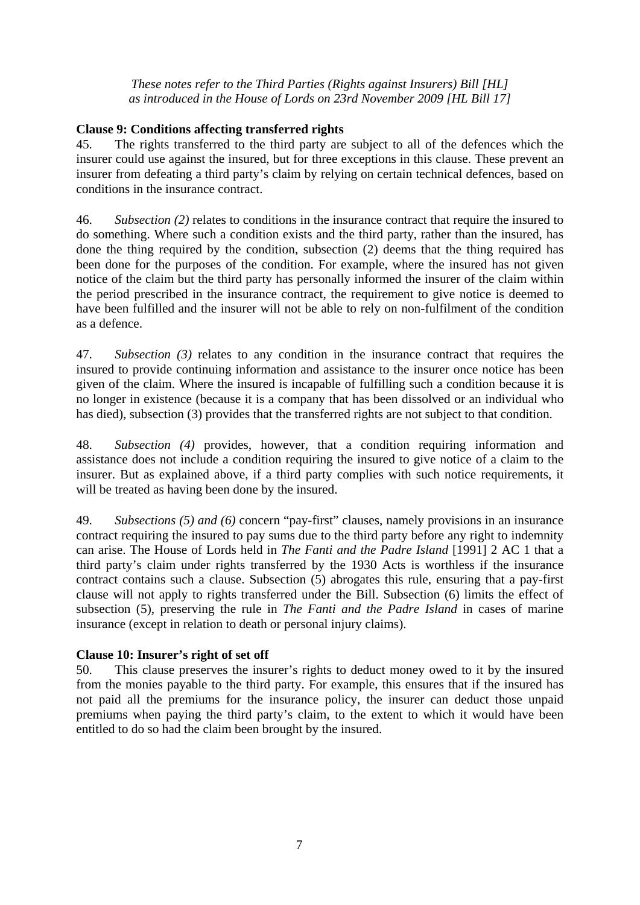*These notes refer to the Third Parties (Rights against Insurers) Bill [HL] as introduced in the House of Lords on 23rd November 2009 [HL Bill 17]*

**Clause 9: Conditions affecting transferred rights**

45. The rights transferred to the third party are subject to all of the defences which the insurer could use against the insured, but for three exceptions in this clause. These prevent an insurer from defeating a third party's claim by relying on certain technical defences, based on conditions in the insurance contract.

46. *Subsection (2)* relates to conditions in the insurance contract that require the insured to do something. Where such a condition exists and the third party, rather than the insured, has done the thing required by the condition, subsection (2) deems that the thing required has been done for the purposes of the condition. For example, where the insured has not given notice of the claim but the third party has personally informed the insurer of the claim within the period prescribed in the insurance contract, the requirement to give notice is deemed to have been fulfilled and the insurer will not be able to rely on non-fulfilment of the condition as a defence.

47. *Subsection (3)* relates to any condition in the insurance contract that requires the insured to provide continuing information and assistance to the insurer once notice has been given of the claim. Where the insured is incapable of fulfilling such a condition because it is no longer in existence (because it is a company that has been dissolved or an individual who has died), subsection (3) provides that the transferred rights are not subject to that condition.

48. *Subsection (4)* provides, however, that a condition requiring information and assistance does not include a condition requiring the insured to give notice of a claim to the insurer. But as explained above, if a third party complies with such notice requirements, it will be treated as having been done by the insured.

49. *Subsections (5) and (6)* concern "pay-first" clauses, namely provisions in an insurance contract requiring the insured to pay sums due to the third party before any right to indemnity can arise. The House of Lords held in *The Fanti and the Padre Island* [1991] 2 AC 1 that a third party's claim under rights transferred by the 1930 Acts is worthless if the insurance contract contains such a clause. Subsection (5) abrogates this rule, ensuring that a pay-first clause will not apply to rights transferred under the Bill. Subsection (6) limits the effect of subsection (5), preserving the rule in *The Fanti and the Padre Island* in cases of marine insurance (except in relation to death or personal injury claims).

**Clause 10: Insurer's right of set off**

50. This clause preserves the insurer's rights to deduct money owed to it by the insured from the monies payable to the third party. For example, this ensures that if the insured has not paid all the premiums for the insurance policy, the insurer can deduct those unpaid premiums when paying the third party's claim, to the extent to which it would have been entitled to do so had the claim been brought by the insured.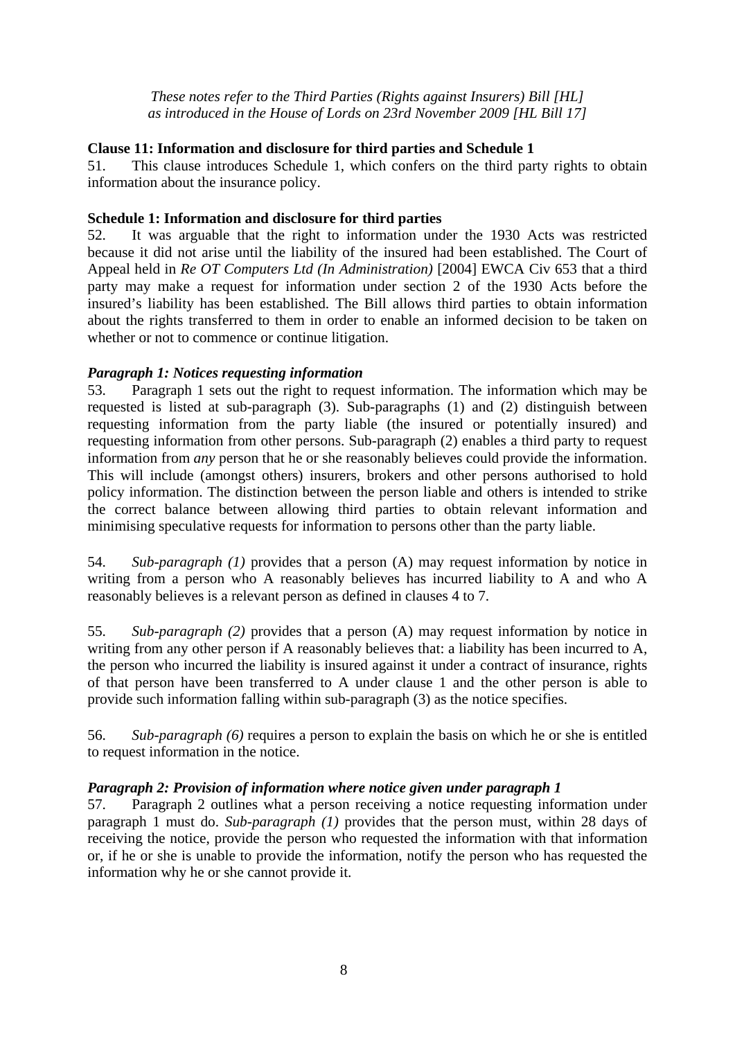*These notes refer to the Third Parties (Rights against Insurers) Bill [HL] as introduced in the House of Lords on 23rd November 2009 [HL Bill 17]*

**Clause 11: Information and disclosure for third parties and Schedule 1**

51. This clause introduces Schedule 1, which confers on the third party rights to obtain information about the insurance policy.

**Schedule 1: Information and disclosure for third parties**

52. It was arguable that the right to information under the 1930 Acts was restricted because it did not arise until the liability of the insured had been established. The Court of Appeal held in *Re OT Computers Ltd (In Administration)* [2004] EWCA Civ 653 that a third party may make a request for information under section 2 of the 1930 Acts before the insured's liability has been established. The Bill allows third parties to obtain information about the rights transferred to them in order to enable an informed decision to be taken on whether or not to commence or continue litigation.

***Paragraph 1: Notices requesting information***

53. Paragraph 1 sets out the right to request information. The information which may be requested is listed at sub-paragraph (3). Sub-paragraphs (1) and (2) distinguish between requesting information from the party liable (the insured or potentially insured) and requesting information from other persons. Sub-paragraph (2) enables a third party to request information from *any* person that he or she reasonably believes could provide the information. This will include (amongst others) insurers, brokers and other persons authorised to hold policy information. The distinction between the person liable and others is intended to strike the correct balance between allowing third parties to obtain relevant information and minimising speculative requests for information to persons other than the party liable.

54. *Sub-paragraph (1)* provides that a person (A) may request information by notice in writing from a person who A reasonably believes has incurred liability to A and who A reasonably believes is a relevant person as defined in clauses 4 to 7.

55. *Sub-paragraph (2)* provides that a person (A) may request information by notice in writing from any other person if A reasonably believes that: a liability has been incurred to A, the person who incurred the liability is insured against it under a contract of insurance, rights of that person have been transferred to A under clause 1 and the other person is able to provide such information falling within sub-paragraph (3) as the notice specifies.

56. *Sub-paragraph (6)* requires a person to explain the basis on which he or she is entitled to request information in the notice.

***Paragraph 2: Provision of information where notice given under paragraph 1***

57. Paragraph 2 outlines what a person receiving a notice requesting information under paragraph 1 must do. *Sub-paragraph (1)* provides that the person must, within 28 days of receiving the notice, provide the person who requested the information with that information or, if he or she is unable to provide the information, notify the person who has requested the information why he or she cannot provide it.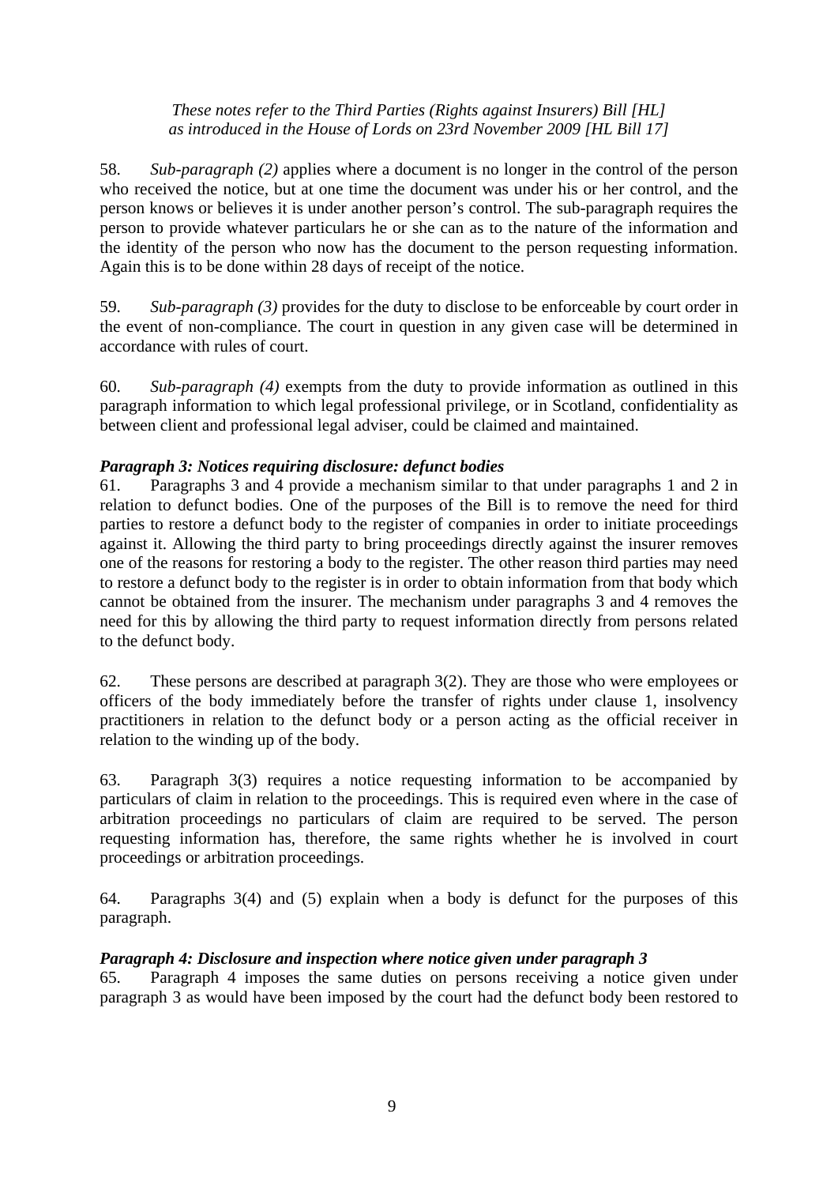*These notes refer to the Third Parties (Rights against Insurers) Bill [HL] as introduced in the House of Lords on 23rd November 2009 [HL Bill 17]*

58. *Sub-paragraph (2)* applies where a document is no longer in the control of the person who received the notice, but at one time the document was under his or her control, and the person knows or believes it is under another person's control. The sub-paragraph requires the person to provide whatever particulars he or she can as to the nature of the information and the identity of the person who now has the document to the person requesting information. Again this is to be done within 28 days of receipt of the notice.

59. *Sub-paragraph (3)* provides for the duty to disclose to be enforceable by court order in the event of non-compliance. The court in question in any given case will be determined in accordance with rules of court.

60. *Sub-paragraph (4)* exempts from the duty to provide information as outlined in this paragraph information to which legal professional privilege, or in Scotland, confidentiality as between client and professional legal adviser, could be claimed and maintained.

***Paragraph 3: Notices requiring disclosure: defunct bodies***

61. Paragraphs 3 and 4 provide a mechanism similar to that under paragraphs 1 and 2 in relation to defunct bodies. One of the purposes of the Bill is to remove the need for third parties to restore a defunct body to the register of companies in order to initiate proceedings against it. Allowing the third party to bring proceedings directly against the insurer removes one of the reasons for restoring a body to the register. The other reason third parties may need to restore a defunct body to the register is in order to obtain information from that body which cannot be obtained from the insurer. The mechanism under paragraphs 3 and 4 removes the need for this by allowing the third party to request information directly from persons related to the defunct body.

62. These persons are described at paragraph 3(2). They are those who were employees or officers of the body immediately before the transfer of rights under clause 1, insolvency practitioners in relation to the defunct body or a person acting as the official receiver in relation to the winding up of the body.

63. Paragraph 3(3) requires a notice requesting information to be accompanied by particulars of claim in relation to the proceedings. This is required even where in the case of arbitration proceedings no particulars of claim are required to be served. The person requesting information has, therefore, the same rights whether he is involved in court proceedings or arbitration proceedings.

64. Paragraphs 3(4) and (5) explain when a body is defunct for the purposes of this paragraph.

***Paragraph 4: Disclosure and inspection where notice given under paragraph 3***

65. Paragraph 4 imposes the same duties on persons receiving a notice given under paragraph 3 as would have been imposed by the court had the defunct body been restored to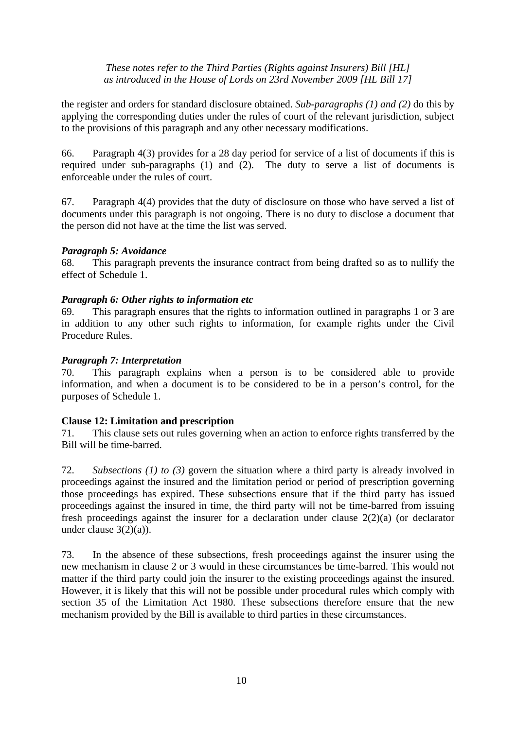the register and orders for standard disclosure obtained. *Sub-paragraphs (1) and (2)* do this by applying the corresponding duties under the rules of court of the relevant jurisdiction, subject to the provisions of this paragraph and any other necessary modifications.

66. Paragraph 4(3) provides for a 28 day period for service of a list of documents if this is required under sub-paragraphs (1) and (2). The duty to serve a list of documents is enforceable under the rules of court.

67. Paragraph 4(4) provides that the duty of disclosure on those who have served a list of documents under this paragraph is not ongoing. There is no duty to disclose a document that the person did not have at the time the list was served.

***Paragraph 5: Avoidance***

68. This paragraph prevents the insurance contract from being drafted so as to nullify the effect of Schedule 1.

***Paragraph 6: Other rights to information etc***

69. This paragraph ensures that the rights to information outlined in paragraphs 1 or 3 are in addition to any other such rights to information, for example rights under the Civil Procedure Rules.

***Paragraph 7: Interpretation***

70. This paragraph explains when a person is to be considered able to provide information, and when a document is to be considered to be in a person's control, for the purposes of Schedule 1.

**Clause 12: Limitation and prescription**

71. This clause sets out rules governing when an action to enforce rights transferred by the Bill will be time-barred.

72. *Subsections (1) to (3)* govern the situation where a third party is already involved in proceedings against the insured and the limitation period or period of prescription governing those proceedings has expired. These subsections ensure that if the third party has issued proceedings against the insured in time, the third party will not be time-barred from issuing fresh proceedings against the insurer for a declaration under clause 2(2)(a) (or declarator under clause 3(2)(a)).

73. In the absence of these subsections, fresh proceedings against the insurer using the new mechanism in clause 2 or 3 would in these circumstances be time-barred. This would not matter if the third party could join the insurer to the existing proceedings against the insured. However, it is likely that this will not be possible under procedural rules which comply with section 35 of the Limitation Act 1980. These subsections therefore ensure that the new mechanism provided by the Bill is available to third parties in these circumstances.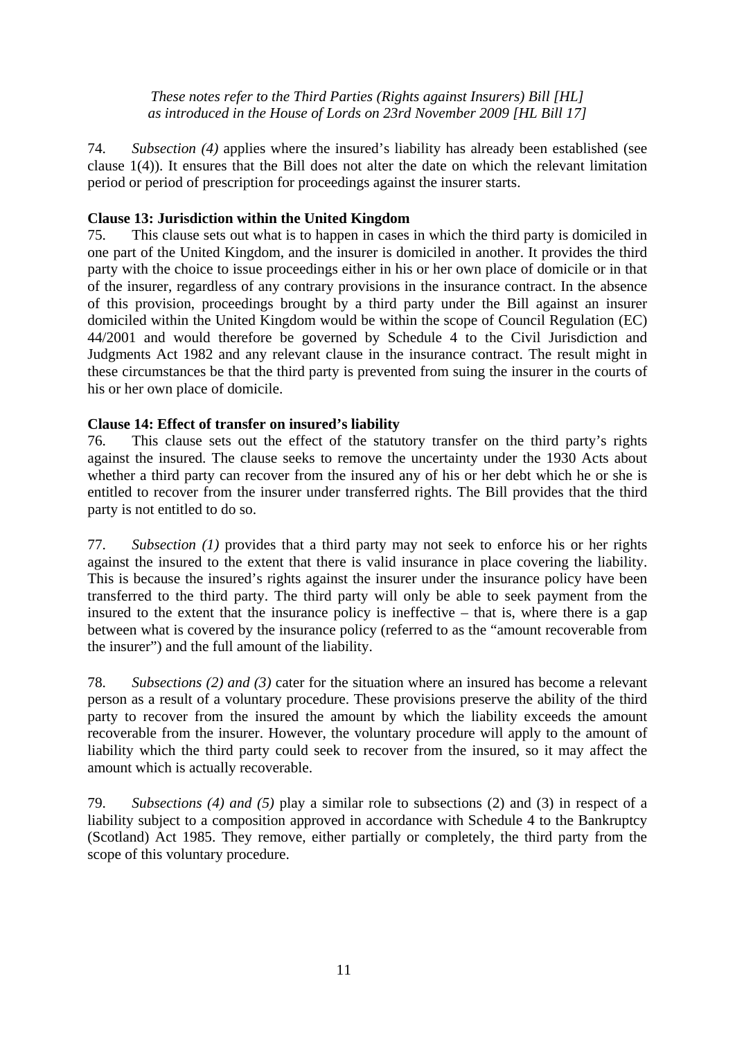74. *Subsection (4)* applies where the insured's liability has already been established (see clause 1(4)). It ensures that the Bill does not alter the date on which the relevant limitation period or period of prescription for proceedings against the insurer starts.

**Clause 13: Jurisdiction within the United Kingdom**

75. This clause sets out what is to happen in cases in which the third party is domiciled in one part of the United Kingdom, and the insurer is domiciled in another. It provides the third party with the choice to issue proceedings either in his or her own place of domicile or in that of the insurer, regardless of any contrary provisions in the insurance contract. In the absence of this provision, proceedings brought by a third party under the Bill against an insurer domiciled within the United Kingdom would be within the scope of Council Regulation (EC) 44/2001 and would therefore be governed by Schedule 4 to the Civil Jurisdiction and Judgments Act 1982 and any relevant clause in the insurance contract. The result might in these circumstances be that the third party is prevented from suing the insurer in the courts of his or her own place of domicile.

**Clause 14: Effect of transfer on insured's liability**

76. This clause sets out the effect of the statutory transfer on the third party's rights against the insured. The clause seeks to remove the uncertainty under the 1930 Acts about whether a third party can recover from the insured any of his or her debt which he or she is entitled to recover from the insurer under transferred rights. The Bill provides that the third party is not entitled to do so.

77. *Subsection (1)* provides that a third party may not seek to enforce his or her rights against the insured to the extent that there is valid insurance in place covering the liability. This is because the insured's rights against the insurer under the insurance policy have been transferred to the third party. The third party will only be able to seek payment from the insured to the extent that the insurance policy is ineffective – that is, where there is a gap between what is covered by the insurance policy (referred to as the "amount recoverable from the insurer") and the full amount of the liability.

78. *Subsections (2) and (3)* cater for the situation where an insured has become a relevant person as a result of a voluntary procedure. These provisions preserve the ability of the third party to recover from the insured the amount by which the liability exceeds the amount recoverable from the insurer. However, the voluntary procedure will apply to the amount of liability which the third party could seek to recover from the insured, so it may affect the amount which is actually recoverable.

79. *Subsections (4) and (5)* play a similar role to subsections (2) and (3) in respect of a liability subject to a composition approved in accordance with Schedule 4 to the Bankruptcy (Scotland) Act 1985. They remove, either partially or completely, the third party from the scope of this voluntary procedure.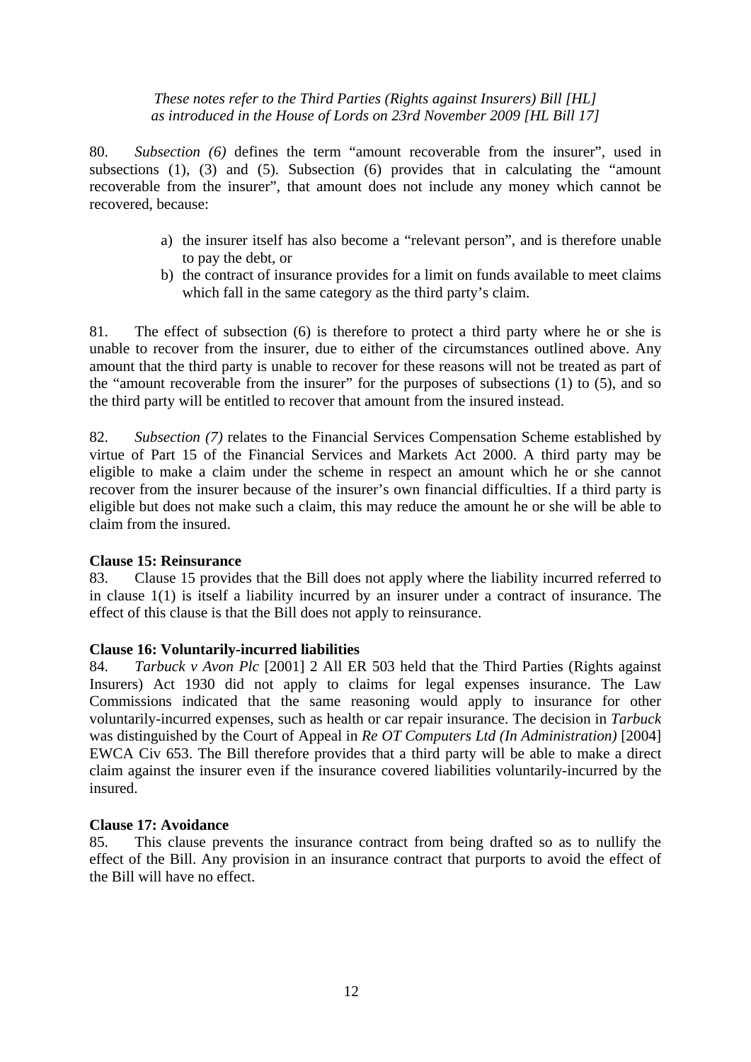*These notes refer to the Third Parties (Rights against Insurers) Bill [HL] as introduced in the House of Lords on 23rd November 2009 [HL Bill 17]*

80. *Subsection (6)* defines the term "amount recoverable from the insurer", used in subsections (1), (3) and (5). Subsection (6) provides that in calculating the "amount recoverable from the insurer", that amount does not include any money which cannot be recovered, because:

a) the insurer itself has also become a "relevant person", and is therefore unable to pay the debt, or
b) the contract of insurance provides for a limit on funds available to meet claims which fall in the same category as the third party's claim.

81. The effect of subsection (6) is therefore to protect a third party where he or she is unable to recover from the insurer, due to either of the circumstances outlined above. Any amount that the third party is unable to recover for these reasons will not be treated as part of the "amount recoverable from the insurer" for the purposes of subsections (1) to (5), and so the third party will be entitled to recover that amount from the insured instead.

82. *Subsection (7)* relates to the Financial Services Compensation Scheme established by virtue of Part 15 of the Financial Services and Markets Act 2000. A third party may be eligible to make a claim under the scheme in respect an amount which he or she cannot recover from the insurer because of the insurer's own financial difficulties. If a third party is eligible but does not make such a claim, this may reduce the amount he or she will be able to claim from the insured.

**Clause 15: Reinsurance**

83. Clause 15 provides that the Bill does not apply where the liability incurred referred to in clause 1(1) is itself a liability incurred by an insurer under a contract of insurance. The effect of this clause is that the Bill does not apply to reinsurance.

**Clause 16: Voluntarily-incurred liabilities**

84. *Tarbuck v Avon Plc* [2001] 2 All ER 503 held that the Third Parties (Rights against Insurers) Act 1930 did not apply to claims for legal expenses insurance. The Law Commissions indicated that the same reasoning would apply to insurance for other voluntarily-incurred expenses, such as health or car repair insurance. The decision in *Tarbuck* was distinguished by the Court of Appeal in *Re OT Computers Ltd (In Administration)* [2004] EWCA Civ 653. The Bill therefore provides that a third party will be able to make a direct claim against the insurer even if the insurance covered liabilities voluntarily-incurred by the insured.

**Clause 17: Avoidance**

85. This clause prevents the insurance contract from being drafted so as to nullify the effect of the Bill. Any provision in an insurance contract that purports to avoid the effect of the Bill will have no effect.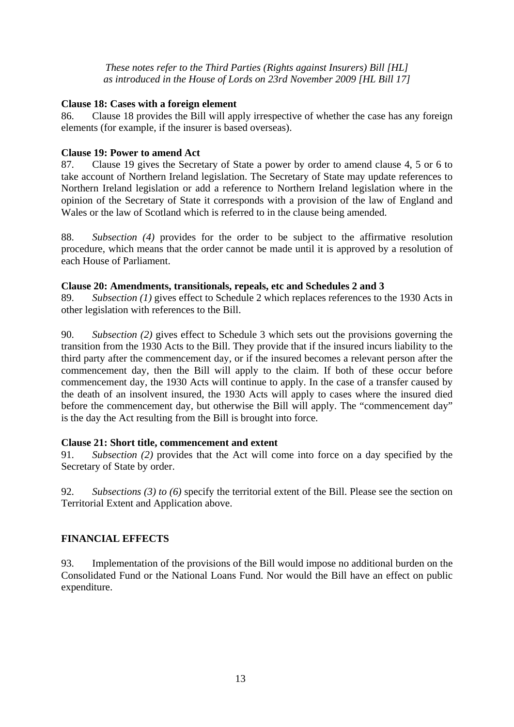*These notes refer to the Third Parties (Rights against Insurers) Bill [HL] as introduced in the House of Lords on 23rd November 2009 [HL Bill 17]*

**Clause 18: Cases with a foreign element**

86. Clause 18 provides the Bill will apply irrespective of whether the case has any foreign elements (for example, if the insurer is based overseas).

**Clause 19: Power to amend Act**

87. Clause 19 gives the Secretary of State a power by order to amend clause 4, 5 or 6 to take account of Northern Ireland legislation. The Secretary of State may update references to Northern Ireland legislation or add a reference to Northern Ireland legislation where in the opinion of the Secretary of State it corresponds with a provision of the law of England and Wales or the law of Scotland which is referred to in the clause being amended.

88. *Subsection (4)* provides for the order to be subject to the affirmative resolution procedure, which means that the order cannot be made until it is approved by a resolution of each House of Parliament.

**Clause 20: Amendments, transitionals, repeals, etc and Schedules 2 and 3**

89. *Subsection (1)* gives effect to Schedule 2 which replaces references to the 1930 Acts in other legislation with references to the Bill.

90. *Subsection (2)* gives effect to Schedule 3 which sets out the provisions governing the transition from the 1930 Acts to the Bill. They provide that if the insured incurs liability to the third party after the commencement day, or if the insured becomes a relevant person after the commencement day, then the Bill will apply to the claim. If both of these occur before commencement day, the 1930 Acts will continue to apply. In the case of a transfer caused by the death of an insolvent insured, the 1930 Acts will apply to cases where the insured died before the commencement day, but otherwise the Bill will apply. The "commencement day" is the day the Act resulting from the Bill is brought into force.

**Clause 21: Short title, commencement and extent**

91. *Subsection (2)* provides that the Act will come into force on a day specified by the Secretary of State by order.

92. *Subsections (3) to (6)* specify the territorial extent of the Bill. Please see the section on Territorial Extent and Application above.

## FINANCIAL EFFECTS

93. Implementation of the provisions of the Bill would impose no additional burden on the Consolidated Fund or the National Loans Fund. Nor would the Bill have an effect on public expenditure.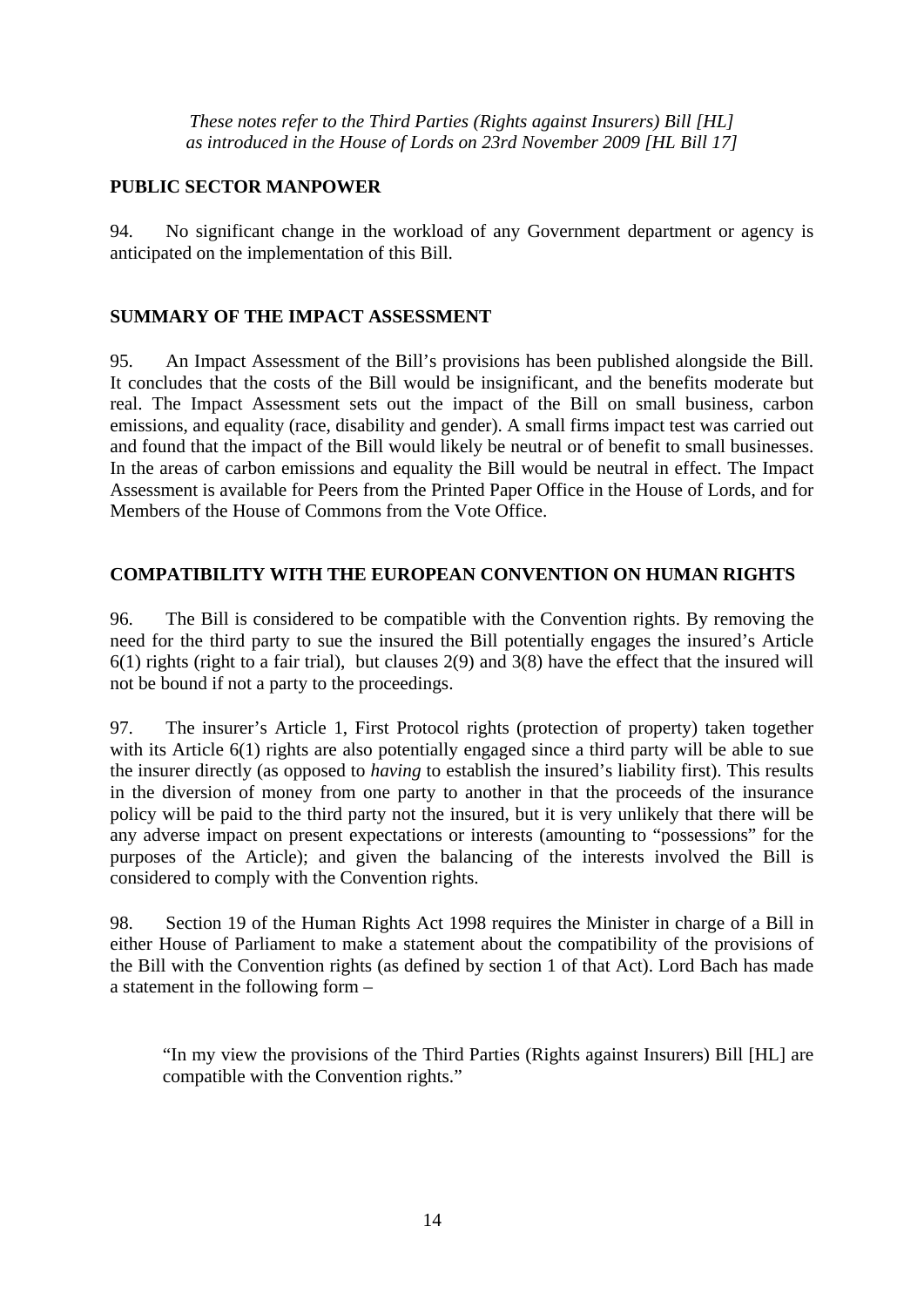*These notes refer to the Third Parties (Rights against Insurers) Bill [HL] as introduced in the House of Lords on 23rd November 2009 [HL Bill 17]*

## PUBLIC SECTOR MANPOWER

94. No significant change in the workload of any Government department or agency is anticipated on the implementation of this Bill.

## SUMMARY OF THE IMPACT ASSESSMENT

95. An Impact Assessment of the Bill's provisions has been published alongside the Bill. It concludes that the costs of the Bill would be insignificant, and the benefits moderate but real. The Impact Assessment sets out the impact of the Bill on small business, carbon emissions, and equality (race, disability and gender). A small firms impact test was carried out and found that the impact of the Bill would likely be neutral or of benefit to small businesses. In the areas of carbon emissions and equality the Bill would be neutral in effect. The Impact Assessment is available for Peers from the Printed Paper Office in the House of Lords, and for Members of the House of Commons from the Vote Office.

## COMPATIBILITY WITH THE EUROPEAN CONVENTION ON HUMAN RIGHTS

96. The Bill is considered to be compatible with the Convention rights. By removing the need for the third party to sue the insured the Bill potentially engages the insured's Article 6(1) rights (right to a fair trial), but clauses 2(9) and 3(8) have the effect that the insured will not be bound if not a party to the proceedings.

97. The insurer's Article 1, First Protocol rights (protection of property) taken together with its Article 6(1) rights are also potentially engaged since a third party will be able to sue the insurer directly (as opposed to *having* to establish the insured's liability first). This results in the diversion of money from one party to another in that the proceeds of the insurance policy will be paid to the third party not the insured, but it is very unlikely that there will be any adverse impact on present expectations or interests (amounting to "possessions" for the purposes of the Article); and given the balancing of the interests involved the Bill is considered to comply with the Convention rights.

98. Section 19 of the Human Rights Act 1998 requires the Minister in charge of a Bill in either House of Parliament to make a statement about the compatibility of the provisions of the Bill with the Convention rights (as defined by section 1 of that Act). Lord Bach has made a statement in the following form –

> "In my view the provisions of the Third Parties (Rights against Insurers) Bill [HL] are compatible with the Convention rights."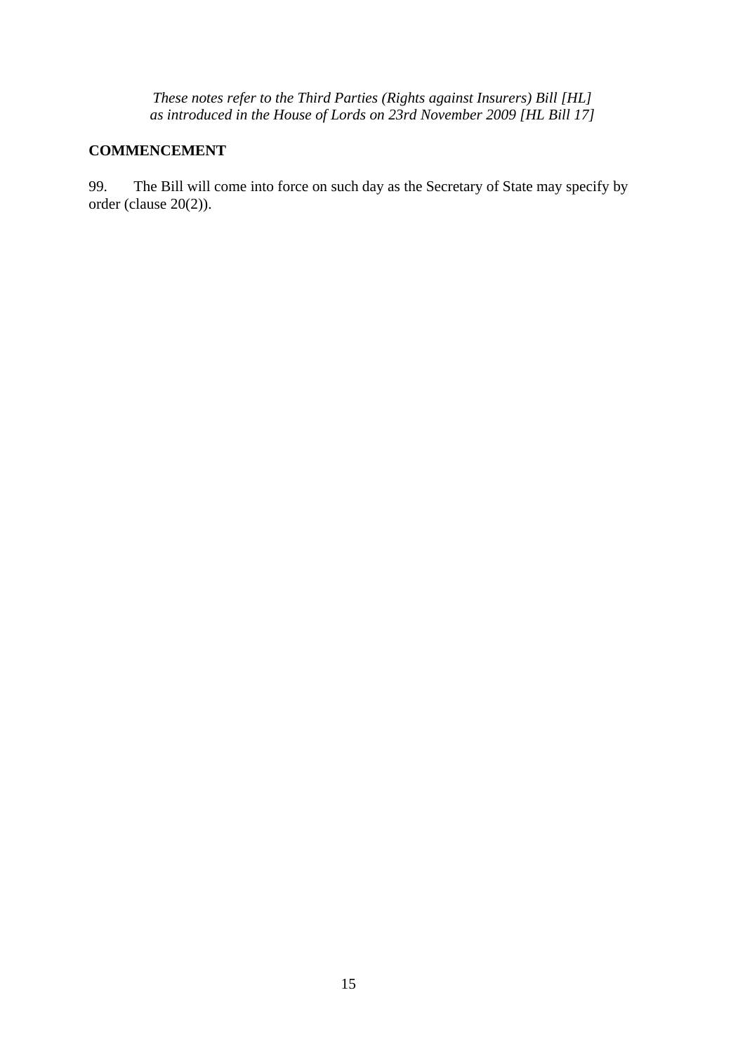*These notes refer to the Third Parties (Rights against Insurers) Bill [HL] as introduced in the House of Lords on 23rd November 2009 [HL Bill 17]*

## COMMENCEMENT

99. The Bill will come into force on such day as the Secretary of State may specify by order (clause 20(2)).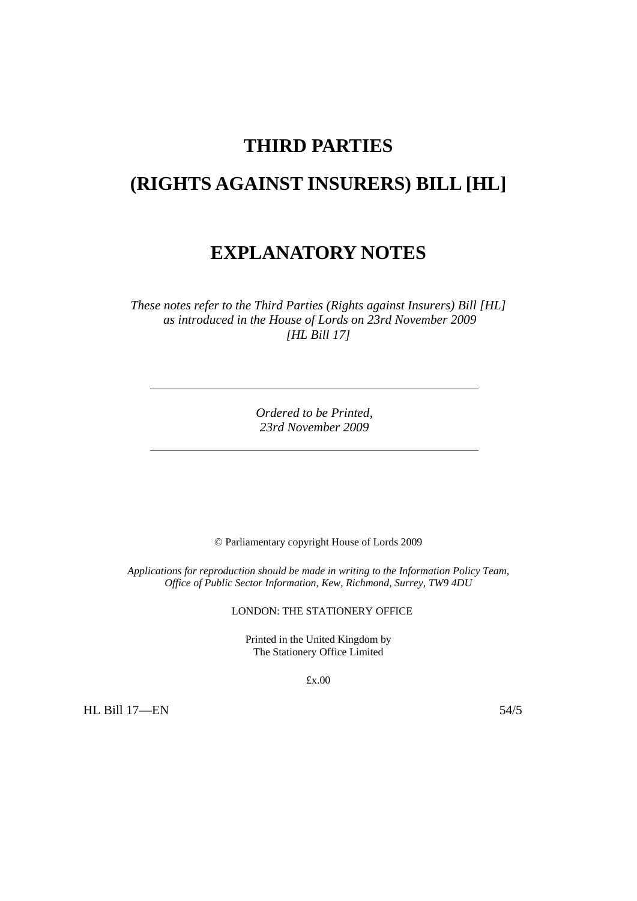# THIRD PARTIES

# (RIGHTS AGAINST INSURERS) BILL [HL]

## EXPLANATORY NOTES

*These notes refer to the Third Parties (Rights against Insurers) Bill [HL] as introduced in the House of Lords on 23rd November 2009 [HL Bill 17]*

---

*Ordered to be Printed, 23rd November 2009*

---

© Parliamentary copyright House of Lords 2009

*Applications for reproduction should be made in writing to the Information Policy Team, Office of Public Sector Information, Kew, Richmond, Surrey, TW9 4DU*

LONDON: THE STATIONERY OFFICE

Printed in the United Kingdom by The Stationery Office Limited

£x.00

HL Bill 17—EN 54/5